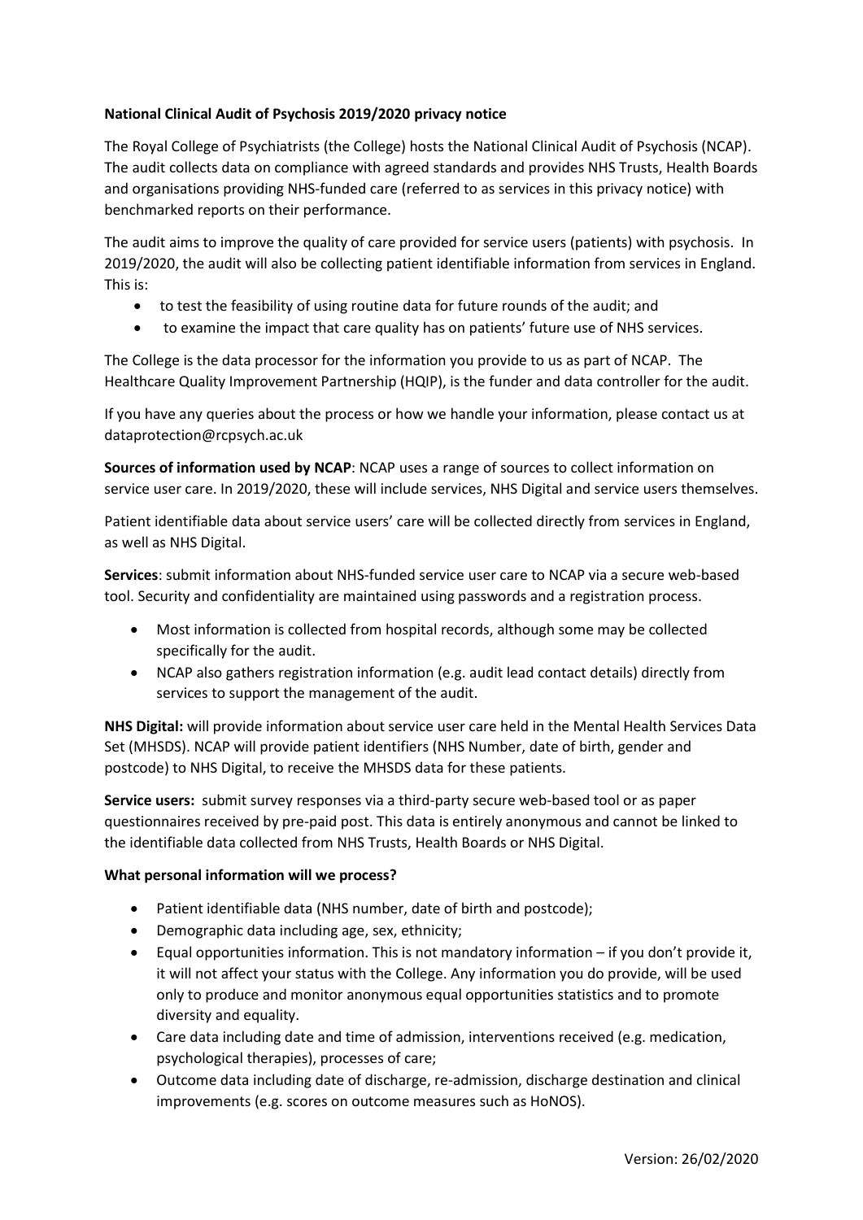**National Clinical Audit of Psychosis 2019/2020 privacy notice**

The Royal College of Psychiatrists (the College) hosts the National Clinical Audit of Psychosis (NCAP). The audit collects data on compliance with agreed standards and provides NHS Trusts, Health Boards and organisations providing NHS-funded care (referred to as services in this privacy notice) with benchmarked reports on their performance.

The audit aims to improve the quality of care provided for service users (patients) with psychosis. In 2019/2020, the audit will also be collecting patient identifiable information from services in England. This is:

- to test the feasibility of using routine data for future rounds of the audit; and
- to examine the impact that care quality has on patients' future use of NHS services.

The College is the data processor for the information you provide to us as part of NCAP. The Healthcare Quality Improvement Partnership (HQIP), is the funder and data controller for the audit.

If you have any queries about the process or how we handle your information, please contact us at dataprotection@rcpsych.ac.uk

**Sources of information used by NCAP**: NCAP uses a range of sources to collect information on service user care. In 2019/2020, these will include services, NHS Digital and service users themselves.

Patient identifiable data about service users' care will be collected directly from services in England, as well as NHS Digital.

**Services**: submit information about NHS-funded service user care to NCAP via a secure web-based tool. Security and confidentiality are maintained using passwords and a registration process.

- Most information is collected from hospital records, although some may be collected specifically for the audit.
- NCAP also gathers registration information (e.g. audit lead contact details) directly from services to support the management of the audit.

**NHS Digital:** will provide information about service user care held in the Mental Health Services Data Set (MHSDS). NCAP will provide patient identifiers (NHS Number, date of birth, gender and postcode) to NHS Digital, to receive the MHSDS data for these patients.

**Service users:** submit survey responses via a third-party secure web-based tool or as paper questionnaires received by pre-paid post. This data is entirely anonymous and cannot be linked to the identifiable data collected from NHS Trusts, Health Boards or NHS Digital.

**What personal information will we process?**

- Patient identifiable data (NHS number, date of birth and postcode);
- Demographic data including age, sex, ethnicity;
- Equal opportunities information. This is not mandatory information – if you don't provide it, it will not affect your status with the College. Any information you do provide, will be used only to produce and monitor anonymous equal opportunities statistics and to promote diversity and equality.
- Care data including date and time of admission, interventions received (e.g. medication, psychological therapies), processes of care;
- Outcome data including date of discharge, re-admission, discharge destination and clinical improvements (e.g. scores on outcome measures such as HoNOS).

Version: 26/02/2020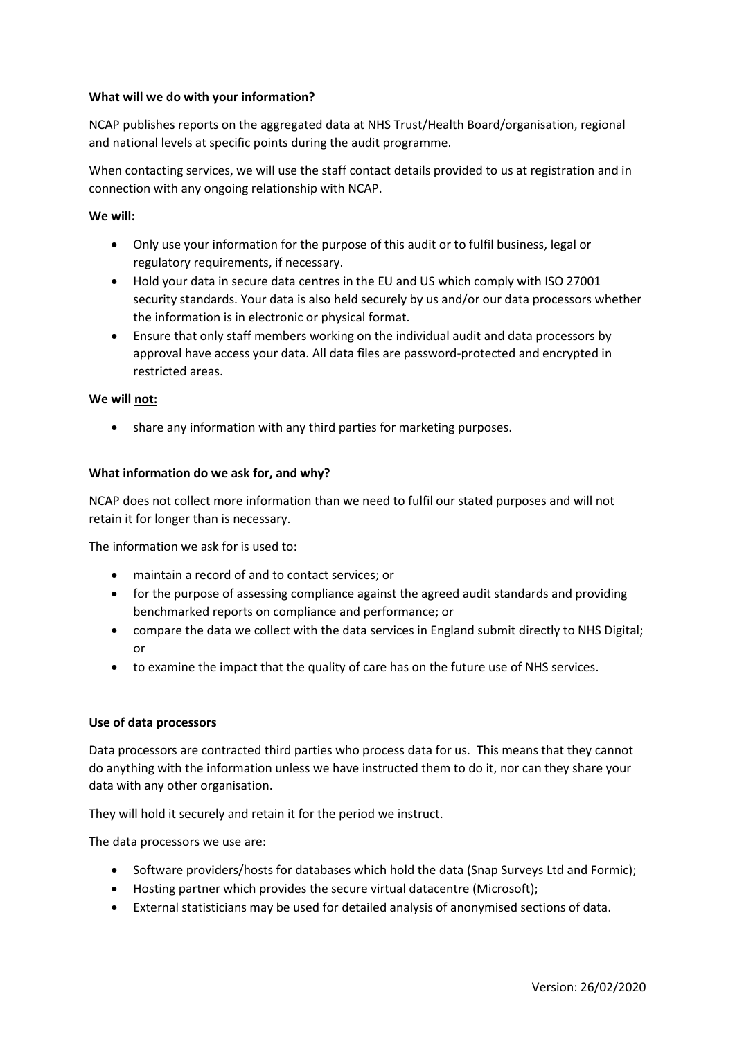**What will we do with your information?**

NCAP publishes reports on the aggregated data at NHS Trust/Health Board/organisation, regional and national levels at specific points during the audit programme.

When contacting services, we will use the staff contact details provided to us at registration and in connection with any ongoing relationship with NCAP.

**We will:**

- Only use your information for the purpose of this audit or to fulfil business, legal or regulatory requirements, if necessary.
- Hold your data in secure data centres in the EU and US which comply with ISO 27001 security standards. Your data is also held securely by us and/or our data processors whether the information is in electronic or physical format.
- Ensure that only staff members working on the individual audit and data processors by approval have access your data. All data files are password-protected and encrypted in restricted areas.

**We will <u>not:</u>**

- share any information with any third parties for marketing purposes.

**What information do we ask for, and why?**

NCAP does not collect more information than we need to fulfil our stated purposes and will not retain it for longer than is necessary.

The information we ask for is used to:

- maintain a record of and to contact services; or
- for the purpose of assessing compliance against the agreed audit standards and providing benchmarked reports on compliance and performance; or
- compare the data we collect with the data services in England submit directly to NHS Digital; or
- to examine the impact that the quality of care has on the future use of NHS services.

**Use of data processors**

Data processors are contracted third parties who process data for us. This means that they cannot do anything with the information unless we have instructed them to do it, nor can they share your data with any other organisation.

They will hold it securely and retain it for the period we instruct.

The data processors we use are:

- Software providers/hosts for databases which hold the data (Snap Surveys Ltd and Formic);
- Hosting partner which provides the secure virtual datacentre (Microsoft);
- External statisticians may be used for detailed analysis of anonymised sections of data.

Version: 26/02/2020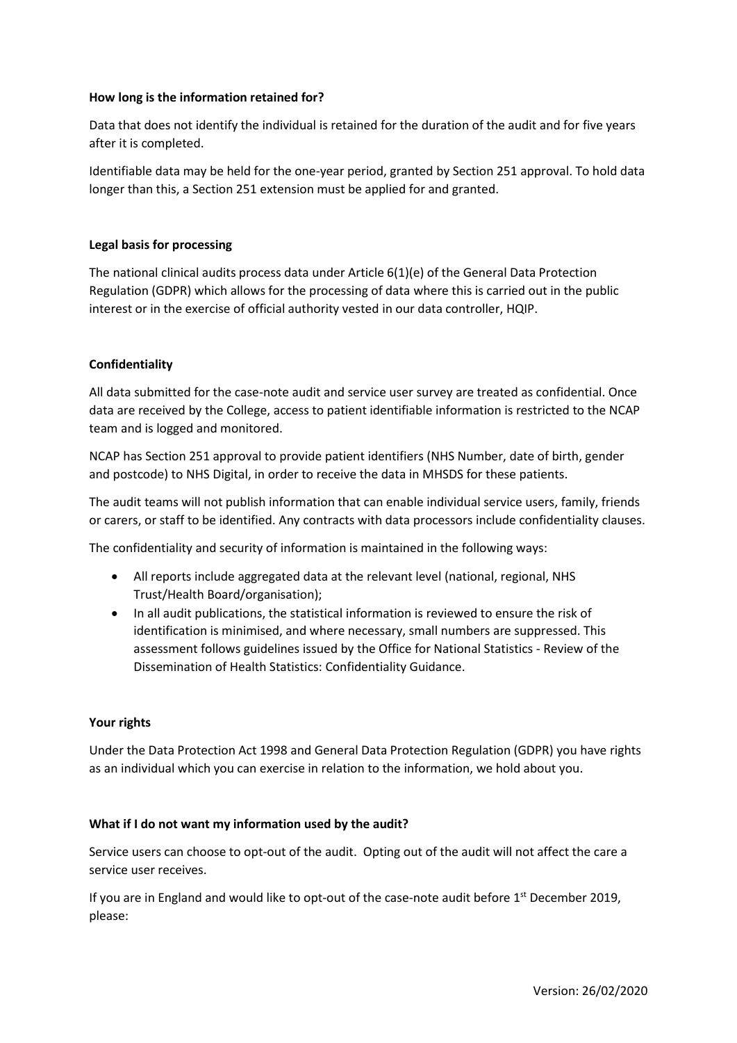**How long is the information retained for?**

Data that does not identify the individual is retained for the duration of the audit and for five years after it is completed.

Identifiable data may be held for the one-year period, granted by Section 251 approval. To hold data longer than this, a Section 251 extension must be applied for and granted.

**Legal basis for processing**

The national clinical audits process data under Article 6(1)(e) of the General Data Protection Regulation (GDPR) which allows for the processing of data where this is carried out in the public interest or in the exercise of official authority vested in our data controller, HQIP.

**Confidentiality**

All data submitted for the case-note audit and service user survey are treated as confidential. Once data are received by the College, access to patient identifiable information is restricted to the NCAP team and is logged and monitored.

NCAP has Section 251 approval to provide patient identifiers (NHS Number, date of birth, gender and postcode) to NHS Digital, in order to receive the data in MHSDS for these patients.

The audit teams will not publish information that can enable individual service users, family, friends or carers, or staff to be identified. Any contracts with data processors include confidentiality clauses.

The confidentiality and security of information is maintained in the following ways:

- All reports include aggregated data at the relevant level (national, regional, NHS Trust/Health Board/organisation);
- In all audit publications, the statistical information is reviewed to ensure the risk of identification is minimised, and where necessary, small numbers are suppressed. This assessment follows guidelines issued by the Office for National Statistics - Review of the Dissemination of Health Statistics: Confidentiality Guidance.

**Your rights**

Under the Data Protection Act 1998 and General Data Protection Regulation (GDPR) you have rights as an individual which you can exercise in relation to the information, we hold about you.

**What if I do not want my information used by the audit?**

Service users can choose to opt-out of the audit. Opting out of the audit will not affect the care a service user receives.

If you are in England and would like to opt-out of the case-note audit before 1st December 2019, please: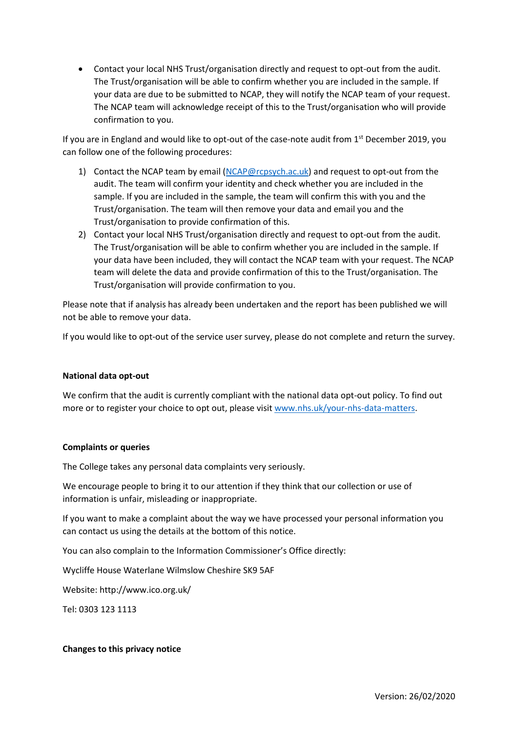- Contact your local NHS Trust/organisation directly and request to opt-out from the audit. The Trust/organisation will be able to confirm whether you are included in the sample. If your data are due to be submitted to NCAP, they will notify the NCAP team of your request. The NCAP team will acknowledge receipt of this to the Trust/organisation who will provide confirmation to you.

If you are in England and would like to opt-out of the case-note audit from 1st December 2019, you can follow one of the following procedures:

1) Contact the NCAP team by email (NCAP@rcpsych.ac.uk) and request to opt-out from the audit. The team will confirm your identity and check whether you are included in the sample. If you are included in the sample, the team will confirm this with you and the Trust/organisation. The team will then remove your data and email you and the Trust/organisation to provide confirmation of this.
2) Contact your local NHS Trust/organisation directly and request to opt-out from the audit. The Trust/organisation will be able to confirm whether you are included in the sample. If your data have been included, they will contact the NCAP team with your request. The NCAP team will delete the data and provide confirmation of this to the Trust/organisation. The Trust/organisation will provide confirmation to you.

Please note that if analysis has already been undertaken and the report has been published we will not be able to remove your data.

If you would like to opt-out of the service user survey, please do not complete and return the survey.

**National data opt-out**

We confirm that the audit is currently compliant with the national data opt-out policy. To find out more or to register your choice to opt out, please visit www.nhs.uk/your-nhs-data-matters.

**Complaints or queries**

The College takes any personal data complaints very seriously.

We encourage people to bring it to our attention if they think that our collection or use of information is unfair, misleading or inappropriate.

If you want to make a complaint about the way we have processed your personal information you can contact us using the details at the bottom of this notice.

You can also complain to the Information Commissioner's Office directly:

Wycliffe House Waterlane Wilmslow Cheshire SK9 5AF

Website: http://www.ico.org.uk/

Tel: 0303 123 1113

**Changes to this privacy notice**

Version: 26/02/2020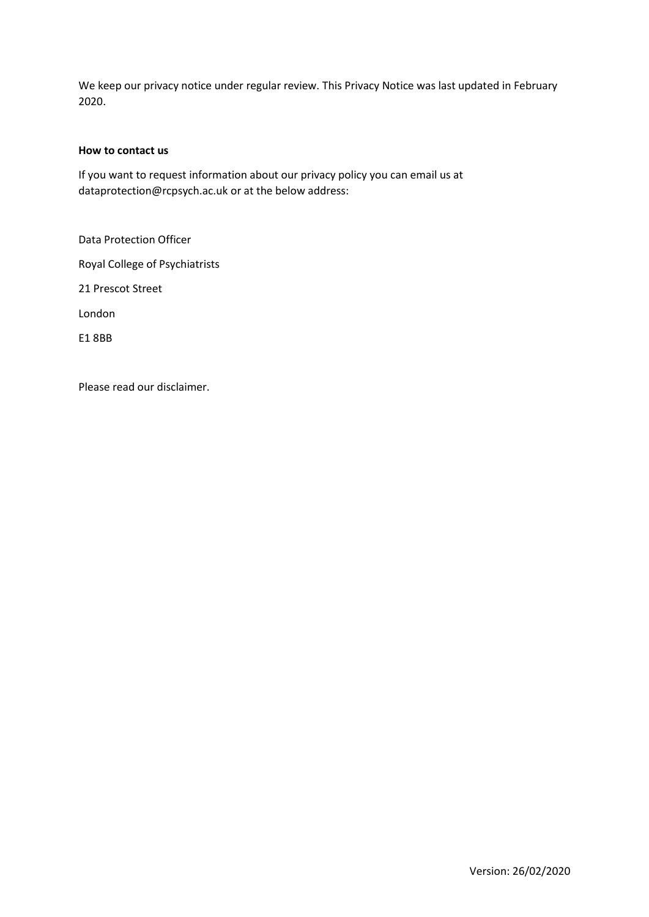We keep our privacy notice under regular review. This Privacy Notice was last updated in February 2020.

**How to contact us**

If you want to request information about our privacy policy you can email us at dataprotection@rcpsych.ac.uk or at the below address:

Data Protection Officer

Royal College of Psychiatrists

21 Prescot Street

London

E1 8BB

Please read our disclaimer.

Version: 26/02/2020